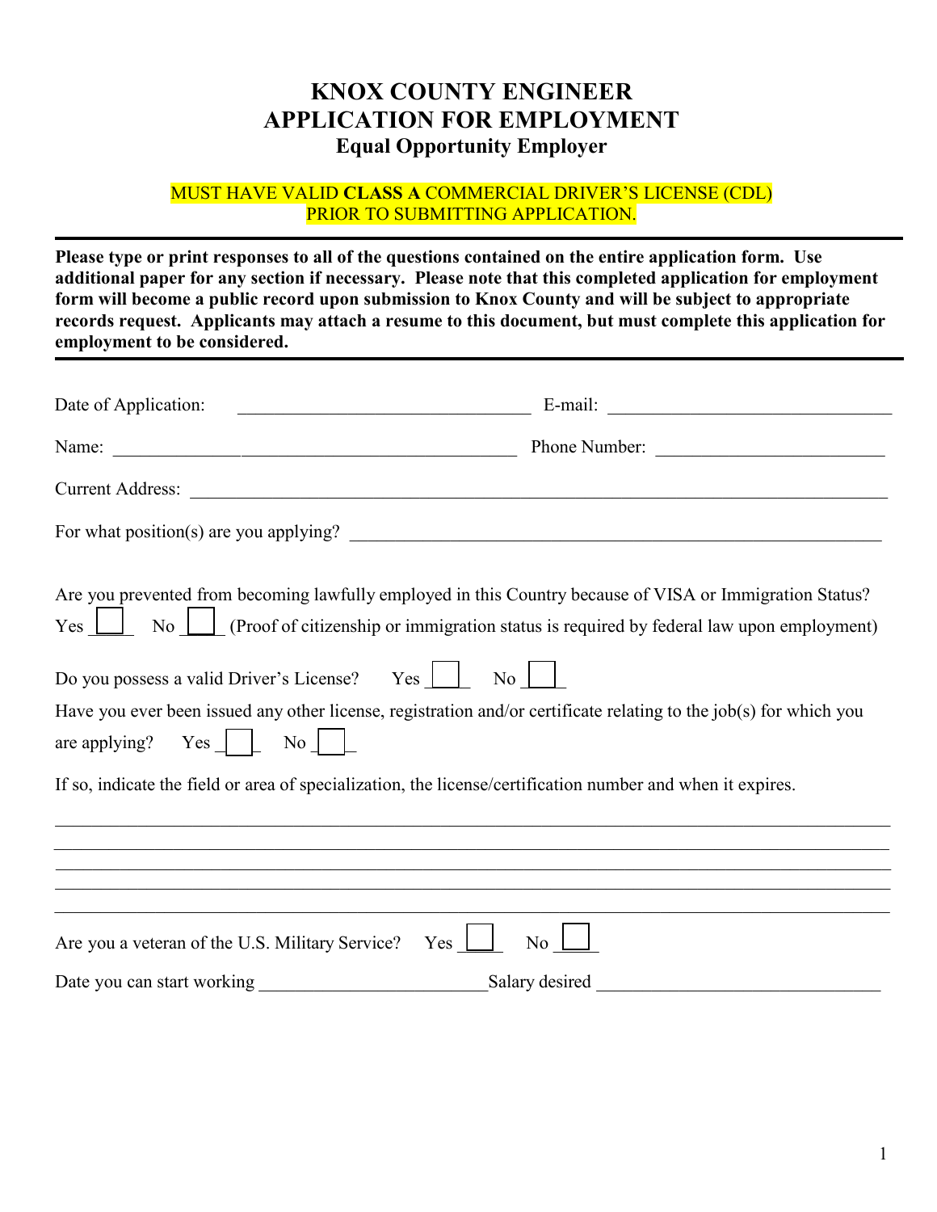# KNOX COUNTY ENGINEER
# APPLICATION FOR EMPLOYMENT
### Equal Opportunity Employer

MUST HAVE VALID **CLASS A** COMMERCIAL DRIVER'S LICENSE (CDL) PRIOR TO SUBMITTING APPLICATION.

---

**Please type or print responses to all of the questions contained on the entire application form. Use additional paper for any section if necessary. Please note that this completed application for employment form will become a public record upon submission to Knox County and will be subject to appropriate records request. Applicants may attach a resume to this document, but must complete this application for employment to be considered.**

---

Date of Application: ______________________________ E-mail: ______________________________

Name: ________________________________________ Phone Number: ________________________

Current Address: ________________________________________________________________________

For what position(s) are you applying? ____________________________________________________

Are you prevented from becoming lawfully employed in this Country because of VISA or Immigration Status?
Yes ☐ No ☐ (Proof of citizenship or immigration status is required by federal law upon employment)

Do you possess a valid Driver's License? Yes ☐ No ☐

Have you ever been issued any other license, registration and/or certificate relating to the job(s) for which you are applying? Yes ☐ No ☐

If so, indicate the field or area of specialization, the license/certification number and when it expires.

______________________________________________________________________________________

______________________________________________________________________________________

______________________________________________________________________________________

______________________________________________________________________________________

______________________________________________________________________________________

Are you a veteran of the U.S. Military Service? Yes ☐ No ☐

Date you can start working ________________________ Salary desired ______________________________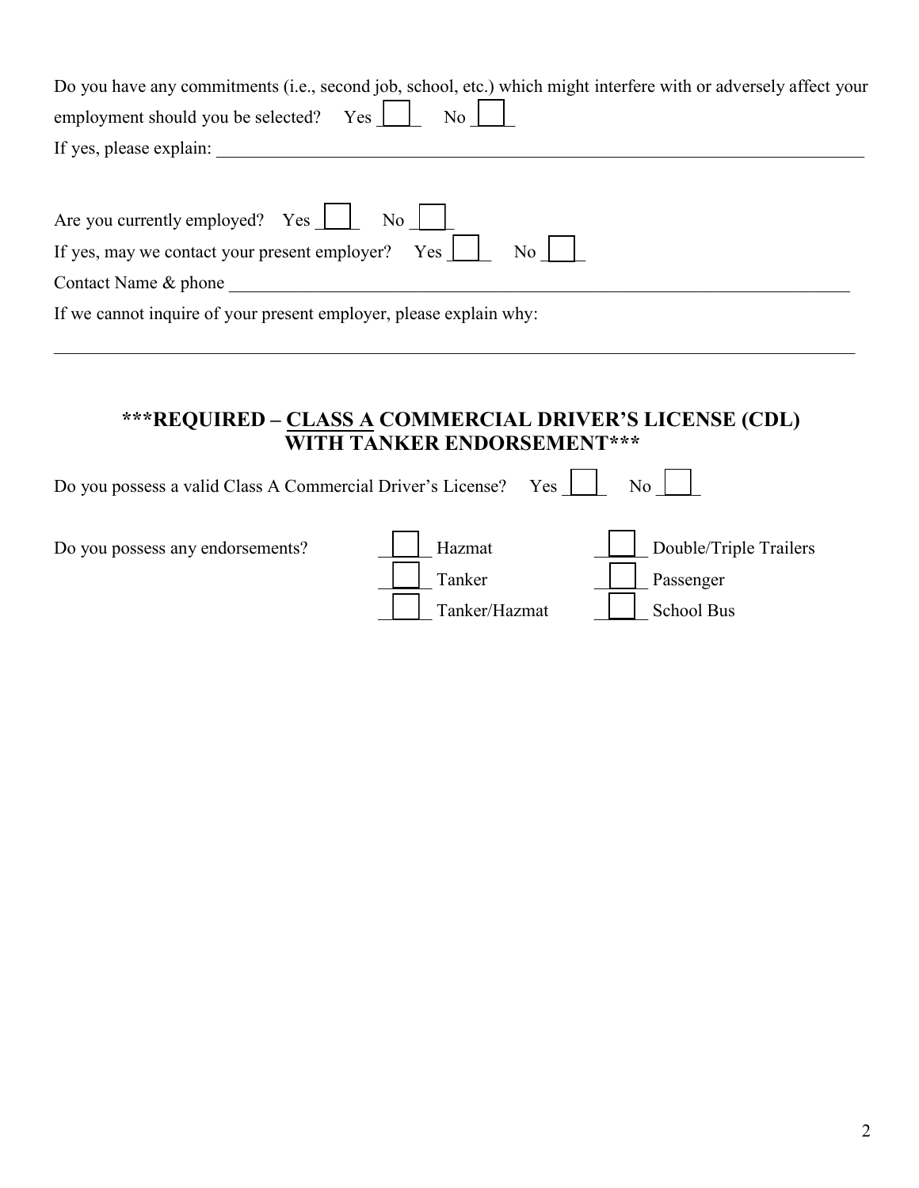Do you have any commitments (i.e., second job, school, etc.) which might interfere with or adversely affect your employment should you be selected? Yes ☐ No ☐

If yes, please explain: ______________________________________________

Are you currently employed? Yes ☐ No ☐

If yes, may we contact your present employer? Yes ☐ No ☐

Contact Name & phone ______________________________________________

If we cannot inquire of your present employer, please explain why:

______________________________________________

## ***REQUIRED – CLASS A COMMERCIAL DRIVER'S LICENSE (CDL) WITH TANKER ENDORSEMENT***

Do you possess a valid Class A Commercial Driver's License? Yes ☐ No ☐

Do you possess any endorsements?

- ☐ Hazmat
- ☐ Tanker
- ☐ Tanker/Hazmat
- ☐ Double/Triple Trailers
- ☐ Passenger
- ☐ School Bus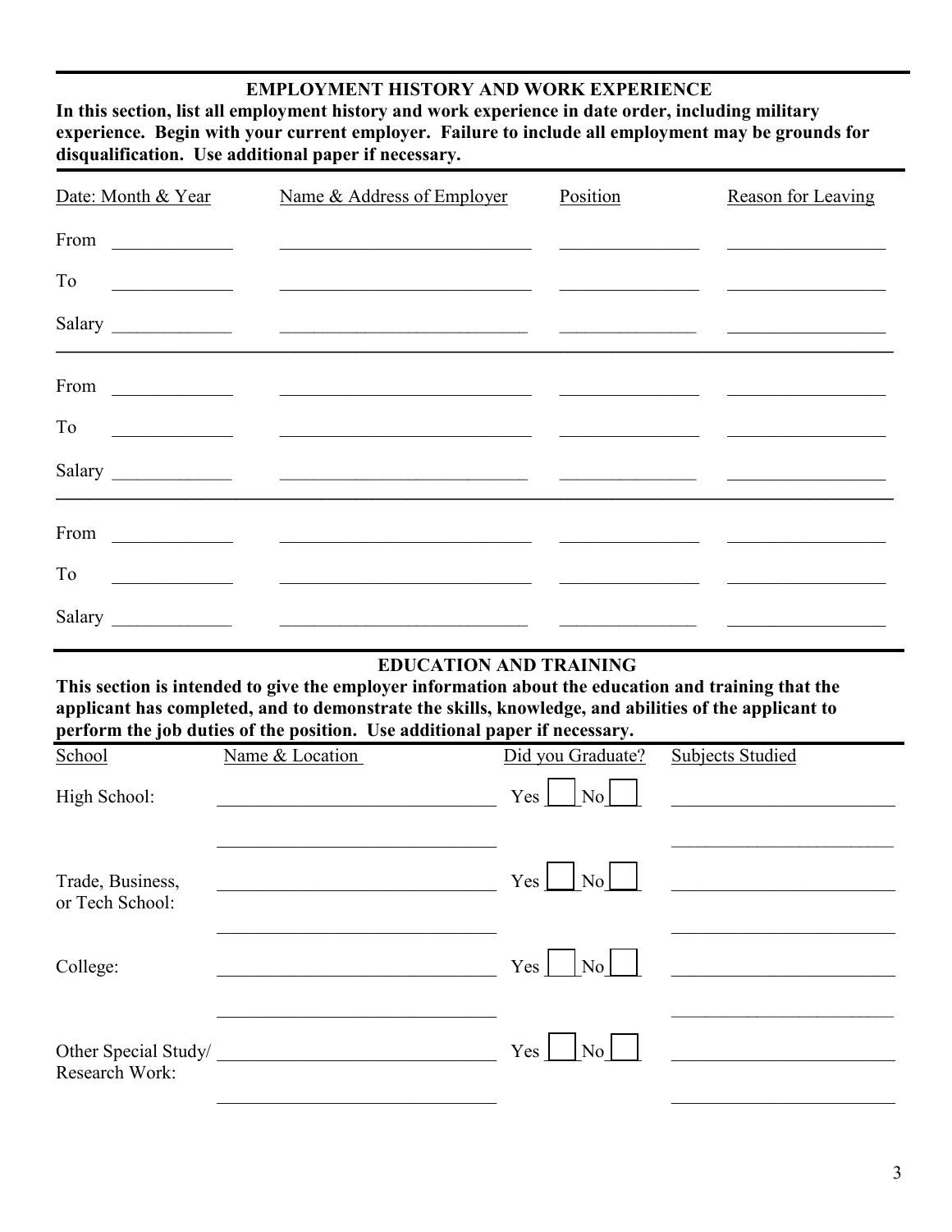## EMPLOYMENT HISTORY AND WORK EXPERIENCE

**In this section, list all employment history and work experience in date order, including military experience. Begin with your current employer. Failure to include all employment may be grounds for disqualification. Use additional paper if necessary.**

| Date: Month & Year | Name & Address of Employer | Position | Reason for Leaving |
|---|---|---|---|
| From ____________ | ____________________________ | _______________ | _________________ |
| To ____________ | ____________________________ | _______________ | _________________ |
| Salary ____________ | ____________________________ | _______________ | _________________ |
| From ____________ | ____________________________ | _______________ | _________________ |
| To ____________ | ____________________________ | _______________ | _________________ |
| Salary ____________ | ____________________________ | _______________ | _________________ |
| From ____________ | ____________________________ | _______________ | _________________ |
| To ____________ | ____________________________ | _______________ | _________________ |
| Salary ____________ | ____________________________ | _______________ | _________________ |

## EDUCATION AND TRAINING

**This section is intended to give the employer information about the education and training that the applicant has completed, and to demonstrate the skills, knowledge, and abilities of the applicant to perform the job duties of the position. Use additional paper if necessary.**

| School | Name & Location | Did you Graduate? | Subjects Studied |
|---|---|---|---|
| High School: | ______________________________ | Yes ☐ No ☐ | ________________________ |
| | ______________________________ | | ________________________ |
| Trade, Business, or Tech School: | ______________________________ | Yes ☐ No ☐ | ________________________ |
| | ______________________________ | | ________________________ |
| College: | ______________________________ | Yes ☐ No ☐ | ________________________ |
| | ______________________________ | | ________________________ |
| Other Special Study/ Research Work: | ______________________________ | Yes ☐ No ☐ | ________________________ |
| | ______________________________ | | ________________________ |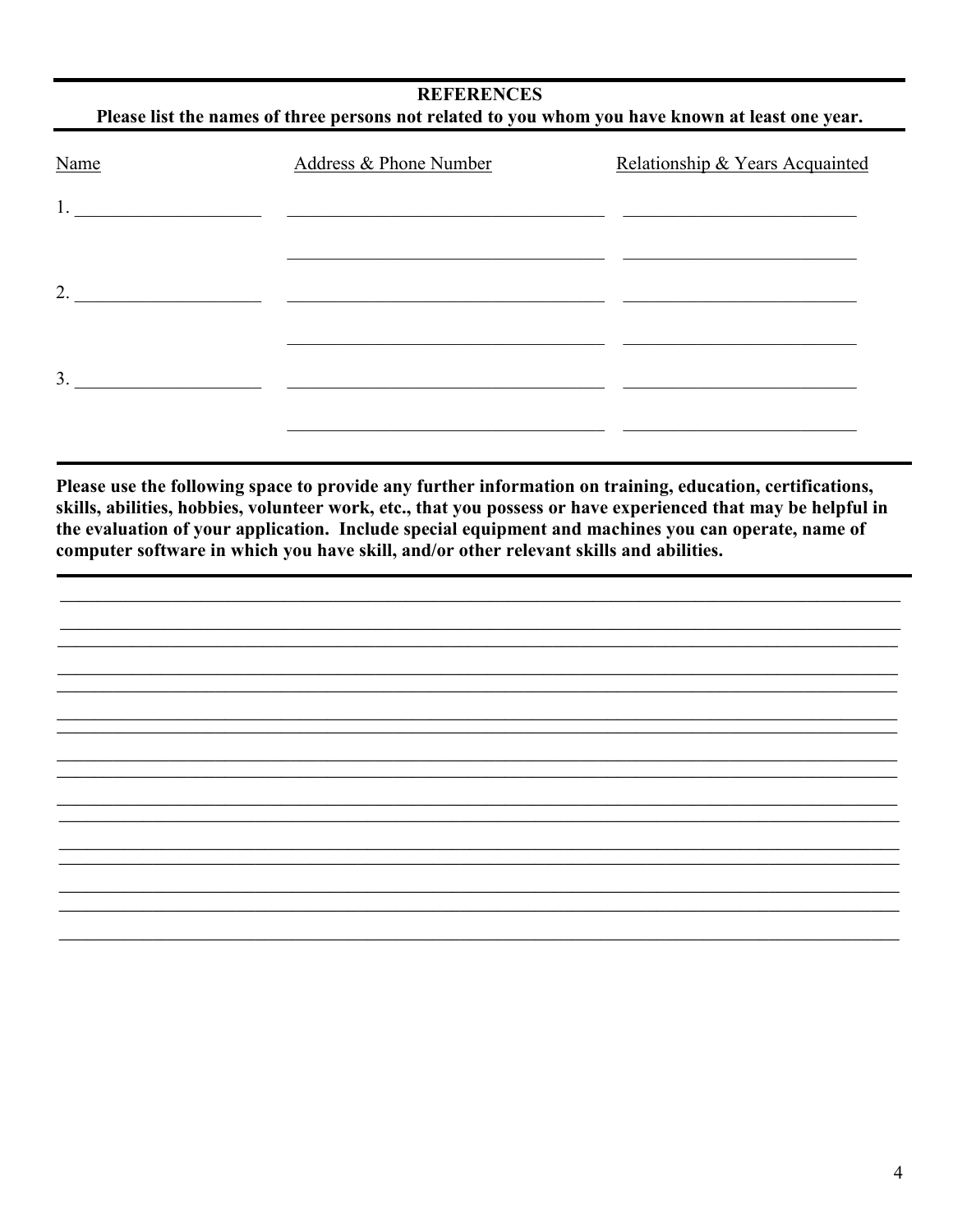## REFERENCES

**Please list the names of three persons not related to you whom you have known at least one year.**

| Name | Address & Phone Number | Relationship & Years Acquainted |
|---|---|---|
| 1. ____________________ | ________________________________ | ________________________ |
| | ________________________________ | ________________________ |
| 2. ____________________ | ________________________________ | ________________________ |
| | ________________________________ | ________________________ |
| 3. ____________________ | ________________________________ | ________________________ |
| | ________________________________ | ________________________ |

**Please use the following space to provide any further information on training, education, certifications, skills, abilities, hobbies, volunteer work, etc., that you possess or have experienced that may be helpful in the evaluation of your application. Include special equipment and machines you can operate, name of computer software in which you have skill, and/or other relevant skills and abilities.**

______________________________________________________________________________

______________________________________________________________________________

______________________________________________________________________________

______________________________________________________________________________

______________________________________________________________________________

______________________________________________________________________________

______________________________________________________________________________

______________________________________________________________________________

______________________________________________________________________________

______________________________________________________________________________

______________________________________________________________________________

______________________________________________________________________________

______________________________________________________________________________

______________________________________________________________________________

______________________________________________________________________________

______________________________________________________________________________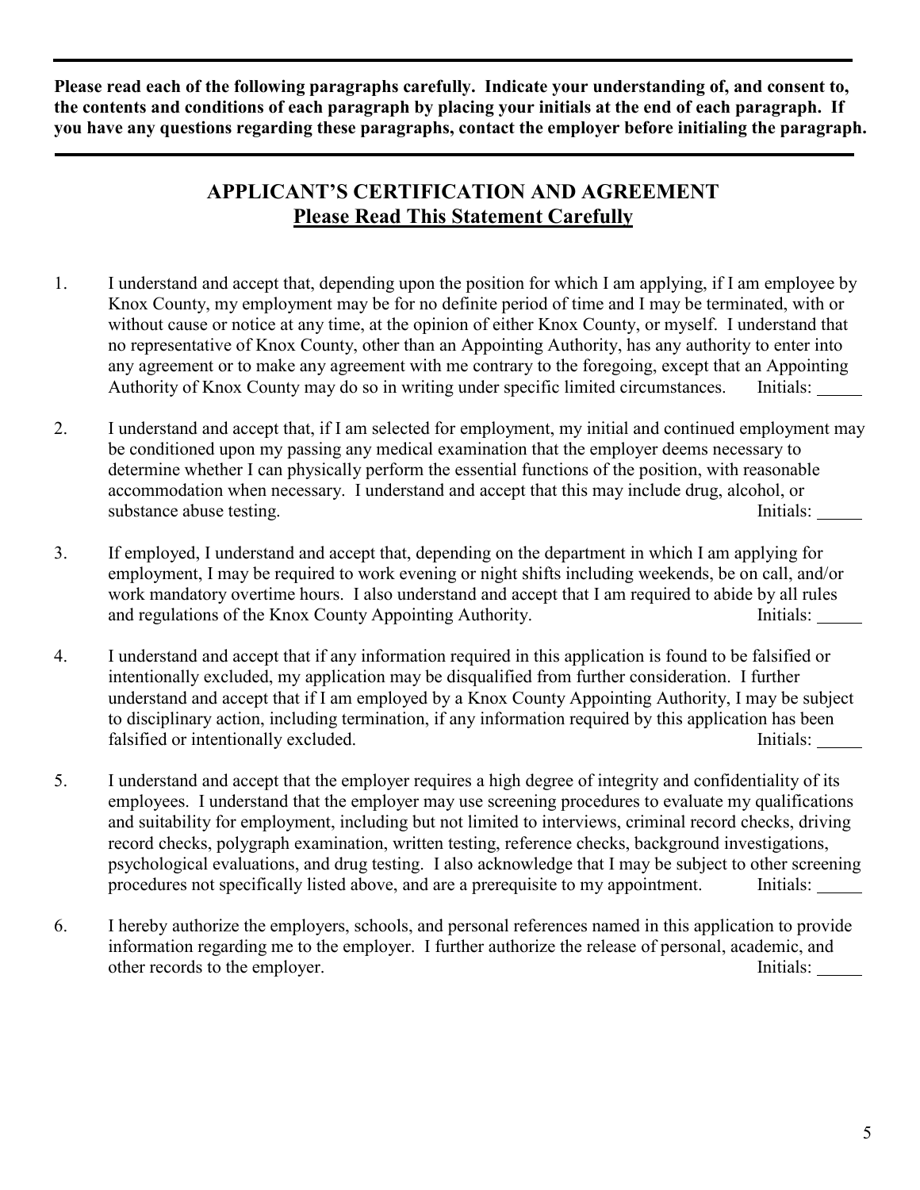**Please read each of the following paragraphs carefully. Indicate your understanding of, and consent to, the contents and conditions of each paragraph by placing your initials at the end of each paragraph. If you have any questions regarding these paragraphs, contact the employer before initialing the paragraph.**

## APPLICANT'S CERTIFICATION AND AGREEMENT

**<u>Please Read This Statement Carefully</u>**

1. I understand and accept that, depending upon the position for which I am applying, if I am employee by Knox County, my employment may be for no definite period of time and I may be terminated, with or without cause or notice at any time, at the opinion of either Knox County, or myself. I understand that no representative of Knox County, other than an Appointing Authority, has any authority to enter into any agreement or to make any agreement with me contrary to the foregoing, except that an Appointing Authority of Knox County may do so in writing under specific limited circumstances. Initials: _____

2. I understand and accept that, if I am selected for employment, my initial and continued employment may be conditioned upon my passing any medical examination that the employer deems necessary to determine whether I can physically perform the essential functions of the position, with reasonable accommodation when necessary. I understand and accept that this may include drug, alcohol, or substance abuse testing. Initials: _____

3. If employed, I understand and accept that, depending on the department in which I am applying for employment, I may be required to work evening or night shifts including weekends, be on call, and/or work mandatory overtime hours. I also understand and accept that I am required to abide by all rules and regulations of the Knox County Appointing Authority. Initials: _____

4. I understand and accept that if any information required in this application is found to be falsified or intentionally excluded, my application may be disqualified from further consideration. I further understand and accept that if I am employed by a Knox County Appointing Authority, I may be subject to disciplinary action, including termination, if any information required by this application has been falsified or intentionally excluded. Initials: _____

5. I understand and accept that the employer requires a high degree of integrity and confidentiality of its employees. I understand that the employer may use screening procedures to evaluate my qualifications and suitability for employment, including but not limited to interviews, criminal record checks, driving record checks, polygraph examination, written testing, reference checks, background investigations, psychological evaluations, and drug testing. I also acknowledge that I may be subject to other screening procedures not specifically listed above, and are a prerequisite to my appointment. Initials: _____

6. I hereby authorize the employers, schools, and personal references named in this application to provide information regarding me to the employer. I further authorize the release of personal, academic, and other records to the employer. Initials: _____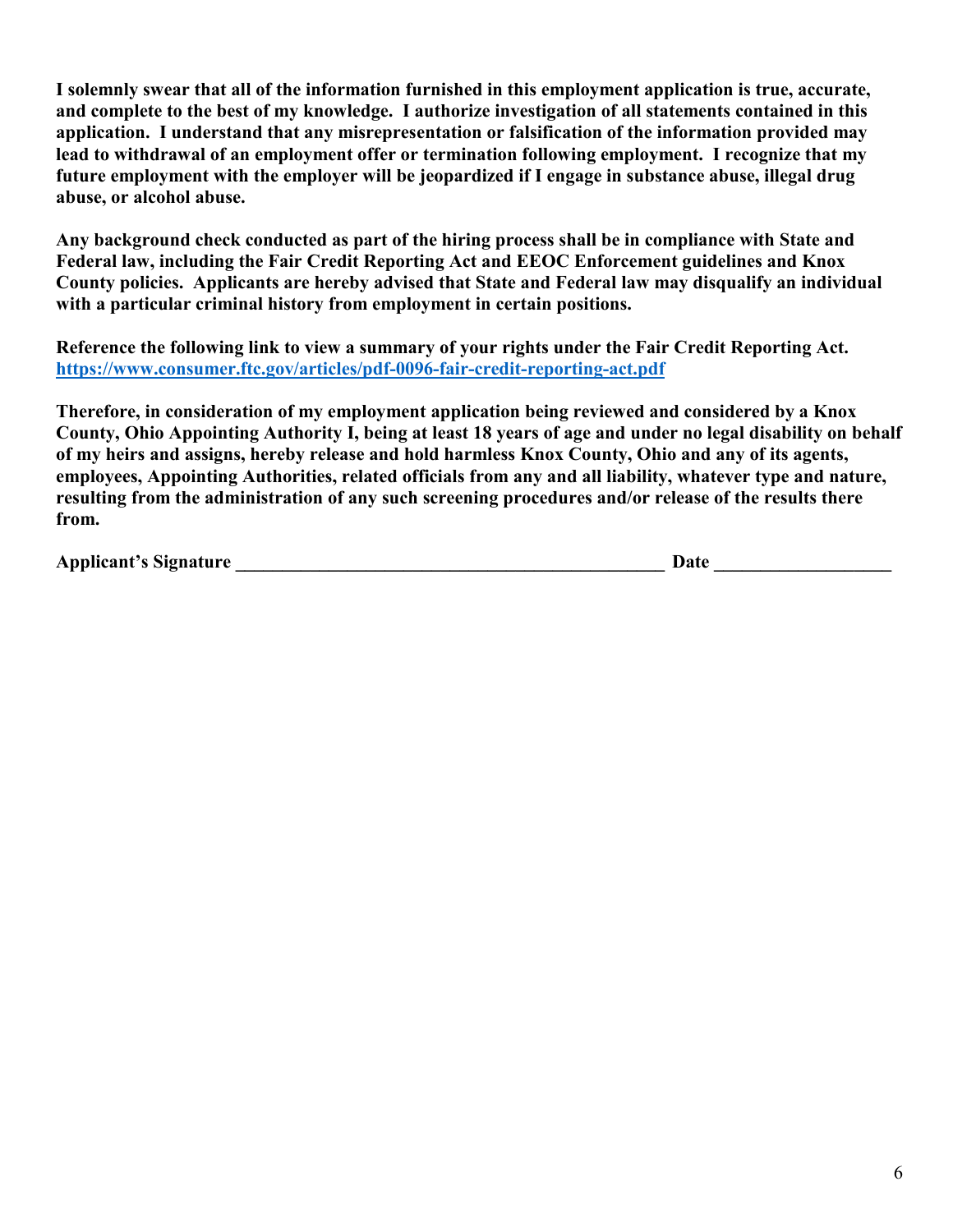**I solemnly swear that all of the information furnished in this employment application is true, accurate, and complete to the best of my knowledge. I authorize investigation of all statements contained in this application. I understand that any misrepresentation or falsification of the information provided may lead to withdrawal of an employment offer or termination following employment. I recognize that my future employment with the employer will be jeopardized if I engage in substance abuse, illegal drug abuse, or alcohol abuse.**

**Any background check conducted as part of the hiring process shall be in compliance with State and Federal law, including the Fair Credit Reporting Act and EEOC Enforcement guidelines and Knox County policies. Applicants are hereby advised that State and Federal law may disqualify an individual with a particular criminal history from employment in certain positions.**

**Reference the following link to view a summary of your rights under the Fair Credit Reporting Act.**
**[https://www.consumer.ftc.gov/articles/pdf-0096-fair-credit-reporting-act.pdf](https://www.consumer.ftc.gov/articles/pdf-0096-fair-credit-reporting-act.pdf)**

**Therefore, in consideration of my employment application being reviewed and considered by a Knox County, Ohio Appointing Authority I, being at least 18 years of age and under no legal disability on behalf of my heirs and assigns, hereby release and hold harmless Knox County, Ohio and any of its agents, employees, Appointing Authorities, related officials from any and all liability, whatever type and nature, resulting from the administration of any such screening procedures and/or release of the results there from.**

**Applicant's Signature \_\_\_\_\_\_\_\_\_\_\_\_\_\_\_\_\_\_\_\_\_\_\_\_\_\_\_\_\_\_\_\_\_\_\_\_\_\_\_\_\_\_\_\_\_\_ Date \_\_\_\_\_\_\_\_\_\_\_\_\_\_\_\_\_\_\_**